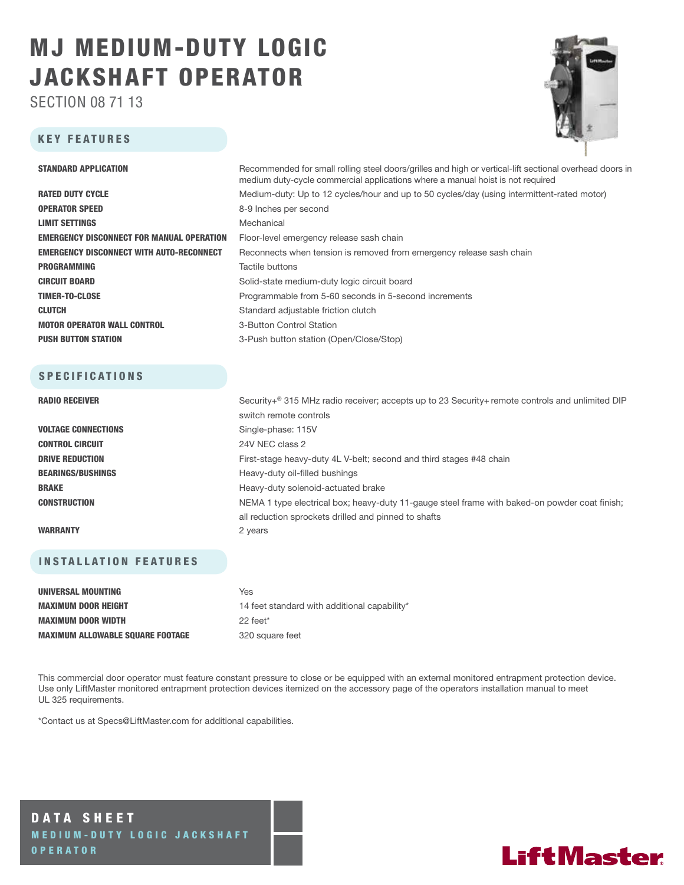# MJ MEDIUM-DUTY LOGIC JACKSHAFT OPERATOR

SECTION 08 71 13

## KEY FEATURES

| | |
|---|---|
| **STANDARD APPLICATION** | Recommended for small rolling steel doors/grilles and high or vertical-lift sectional overhead doors in medium duty-cycle commercial applications where a manual hoist is not required |
| **RATED DUTY CYCLE** | Medium-duty: Up to 12 cycles/hour and up to 50 cycles/day (using intermittent-rated motor) |
| **OPERATOR SPEED** | 8-9 Inches per second |
| **LIMIT SETTINGS** | Mechanical |
| **EMERGENCY DISCONNECT FOR MANUAL OPERATION** | Floor-level emergency release sash chain |
| **EMERGENCY DISCONNECT WITH AUTO-RECONNECT** | Reconnects when tension is removed from emergency release sash chain |
| **PROGRAMMING** | Tactile buttons |
| **CIRCUIT BOARD** | Solid-state medium-duty logic circuit board |
| **TIMER-TO-CLOSE** | Programmable from 5-60 seconds in 5-second increments |
| **CLUTCH** | Standard adjustable friction clutch |
| **MOTOR OPERATOR WALL CONTROL** | 3-Button Control Station |
| **PUSH BUTTON STATION** | 3-Push button station (Open/Close/Stop) |

## SPECIFICATIONS

| | |
|---|---|
| **RADIO RECEIVER** | Security+® 315 MHz radio receiver; accepts up to 23 Security+ remote controls and unlimited DIP switch remote controls |
| **VOLTAGE CONNECTIONS** | Single-phase: 115V |
| **CONTROL CIRCUIT** | 24V NEC class 2 |
| **DRIVE REDUCTION** | First-stage heavy-duty 4L V-belt; second and third stages #48 chain |
| **BEARINGS/BUSHINGS** | Heavy-duty oil-filled bushings |
| **BRAKE** | Heavy-duty solenoid-actuated brake |
| **CONSTRUCTION** | NEMA 1 type electrical box; heavy-duty 11-gauge steel frame with baked-on powder coat finish; all reduction sprockets drilled and pinned to shafts |
| **WARRANTY** | 2 years |

## INSTALLATION FEATURES

| | |
|---|---|
| **UNIVERSAL MOUNTING** | Yes |
| **MAXIMUM DOOR HEIGHT** | 14 feet standard with additional capability* |
| **MAXIMUM DOOR WIDTH** | 22 feet* |
| **MAXIMUM ALLOWABLE SQUARE FOOTAGE** | 320 square feet |

This commercial door operator must feature constant pressure to close or be equipped with an external monitored entrapment protection device. Use only LiftMaster monitored entrapment protection devices itemized on the accessory page of the operators installation manual to meet UL 325 requirements.

*Contact us at Specs@LiftMaster.com for additional capabilities.

**DATA SHEET**

MEDIUM-DUTY LOGIC JACKSHAFT OPERATOR

LiftMaster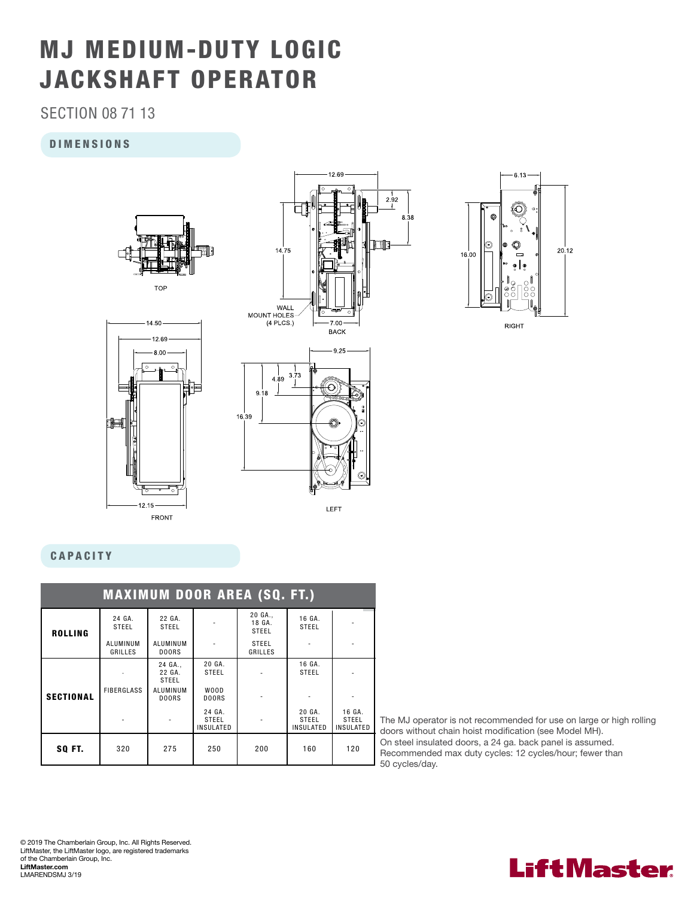# MJ MEDIUM-DUTY LOGIC JACKSHAFT OPERATOR

SECTION 08 71 13

## DIMENSIONS

TOP

12.69
2.92
8.38
14.75
WALL MOUNT HOLES (4 PLCS.)
7.00
BACK

6.13
16.00
20.12
RIGHT

14.50
12.69
8.00
12.15
FRONT

9.25
3.73
4.89
9.18
16.39
LEFT

## CAPACITY

| MAXIMUM DOOR AREA (SQ. FT.) | | | | | | |
|---|---|---|---|---|---|---|
| **ROLLING** | 24 GA. STEEL | 22 GA. STEEL | - | 20 GA., 18 GA. STEEL | 16 GA. STEEL | - |
| | ALUMINUM GRILLES | ALUMINUM DOORS | - | STEEL GRILLES | - | - |
| **SECTIONAL** | - | 24 GA., 22 GA. STEEL | 20 GA. STEEL | - | 16 GA. STEEL | - |
| | FIBERGLASS | ALUMINUM DOORS | WOOD DOORS | - | - | - |
| | - | - | 24 GA. STEEL INSULATED | - | 20 GA. STEEL INSULATED | 16 GA. STEEL INSULATED |
| **SQ FT.** | 320 | 275 | 250 | 200 | 160 | 120 |

The MJ operator is not recommended for use on large or high rolling doors without chain hoist modification (see Model MH).
On steel insulated doors, a 24 ga. back panel is assumed.
Recommended max duty cycles: 12 cycles/hour; fewer than 50 cycles/day.

© 2019 The Chamberlain Group, Inc. All Rights Reserved.
LiftMaster, the LiftMaster logo, are registered trademarks of the Chamberlain Group, Inc.
**LiftMaster.com**
LMARENDSMJ 3/19

LiftMaster